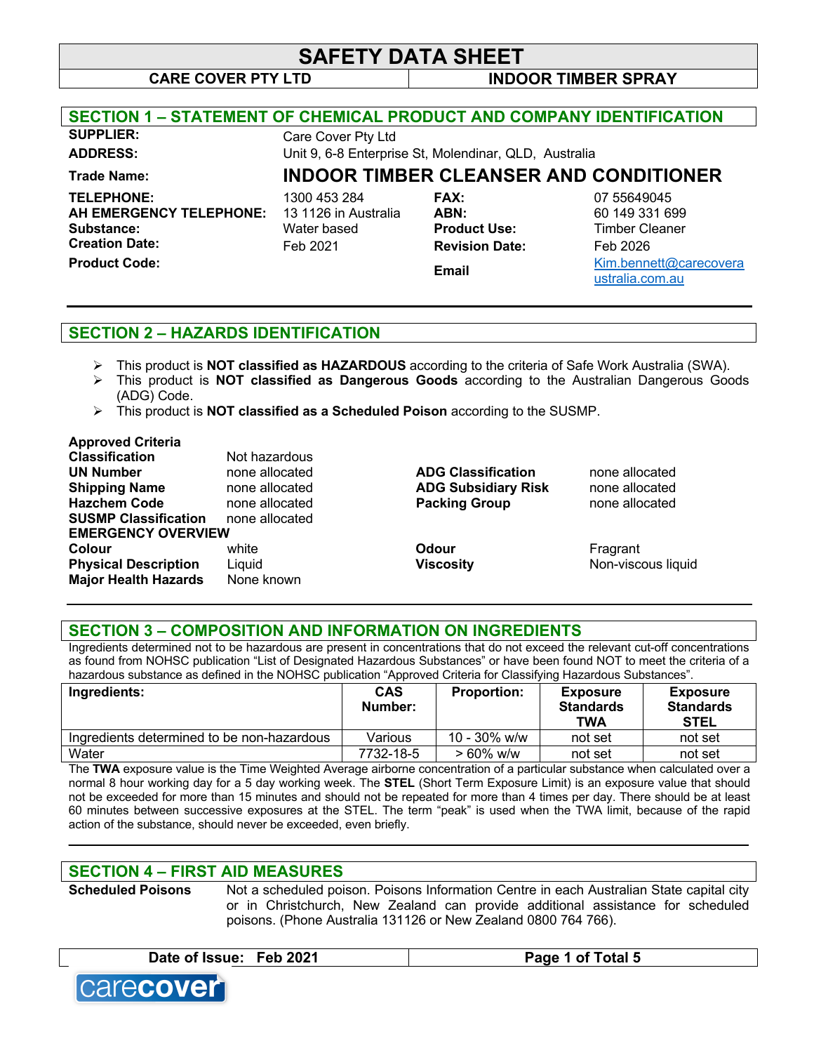# SAFETY DATA SHEET

**CARE COVER PTY LTD** | **INDOOR TIMBER SPRAY**

## SECTION 1 – STATEMENT OF CHEMICAL PRODUCT AND COMPANY IDENTIFICATION

| | | | |
|---|---|---|---|
| **SUPPLIER:** | Care Cover Pty Ltd | | |
| **ADDRESS:** | Unit 9, 6-8 Enterprise St, Molendinar, QLD, Australia | | |
| **Trade Name:** | **INDOOR TIMBER CLEANSER AND CONDITIONER** | | |
| **TELEPHONE:** | 1300 453 284 | **FAX:** | 07 55649045 |
| **AH EMERGENCY TELEPHONE:** | 13 1126 in Australia | **ABN:** | 60 149 331 699 |
| **Substance:** | Water based | **Product Use:** | Timber Cleaner |
| **Creation Date:** | Feb 2021 | **Revision Date:** | Feb 2026 |
| **Product Code:** | | **Email** | Kim.bennett@carecoveraustralia.com.au |

## SECTION 2 – HAZARDS IDENTIFICATION

- This product is **NOT classified as HAZARDOUS** according to the criteria of Safe Work Australia (SWA).
- This product is **NOT classified as Dangerous Goods** according to the Australian Dangerous Goods (ADG) Code.
- This product is **NOT classified as a Scheduled Poison** according to the SUSMP.

**Approved Criteria**

| | | | |
|---|---|---|---|
| **Classification** | Not hazardous | | |
| **UN Number** | none allocated | **ADG Classification** | none allocated |
| **Shipping Name** | none allocated | **ADG Subsidiary Risk** | none allocated |
| **Hazchem Code** | none allocated | **Packing Group** | none allocated |
| **SUSMP Classification** | none allocated | | |

**EMERGENCY OVERVIEW**

| | | | |
|---|---|---|---|
| **Colour** | white | **Odour** | Fragrant |
| **Physical Description** | Liquid | **Viscosity** | Non-viscous liquid |
| **Major Health Hazards** | None known | | |

## SECTION 3 – COMPOSITION AND INFORMATION ON INGREDIENTS

Ingredients determined not to be hazardous are present in concentrations that do not exceed the relevant cut-off concentrations as found from NOHSC publication "List of Designated Hazardous Substances" or have been found NOT to meet the criteria of a hazardous substance as defined in the NOHSC publication "Approved Criteria for Classifying Hazardous Substances".

| Ingredients: | CAS Number: | Proportion: | Exposure Standards TWA | Exposure Standards STEL |
|---|---|---|---|---|
| Ingredients determined to be non-hazardous | Various | 10 - 30% w/w | not set | not set |
| Water | 7732-18-5 | > 60% w/w | not set | not set |

The **TWA** exposure value is the Time Weighted Average airborne concentration of a particular substance when calculated over a normal 8 hour working day for a 5 day working week. The **STEL** (Short Term Exposure Limit) is an exposure value that should not be exceeded for more than 15 minutes and should not be repeated for more than 4 times per day. There should be at least 60 minutes between successive exposures at the STEL. The term "peak" is used when the TWA limit, because of the rapid action of the substance, should never be exceeded, even briefly.

## SECTION 4 – FIRST AID MEASURES

**Scheduled Poisons** — Not a scheduled poison. Poisons Information Centre in each Australian State capital city or in Christchurch, New Zealand can provide additional assistance for scheduled poisons. (Phone Australia 131126 or New Zealand 0800 764 766).

**Date of Issue: Feb 2021**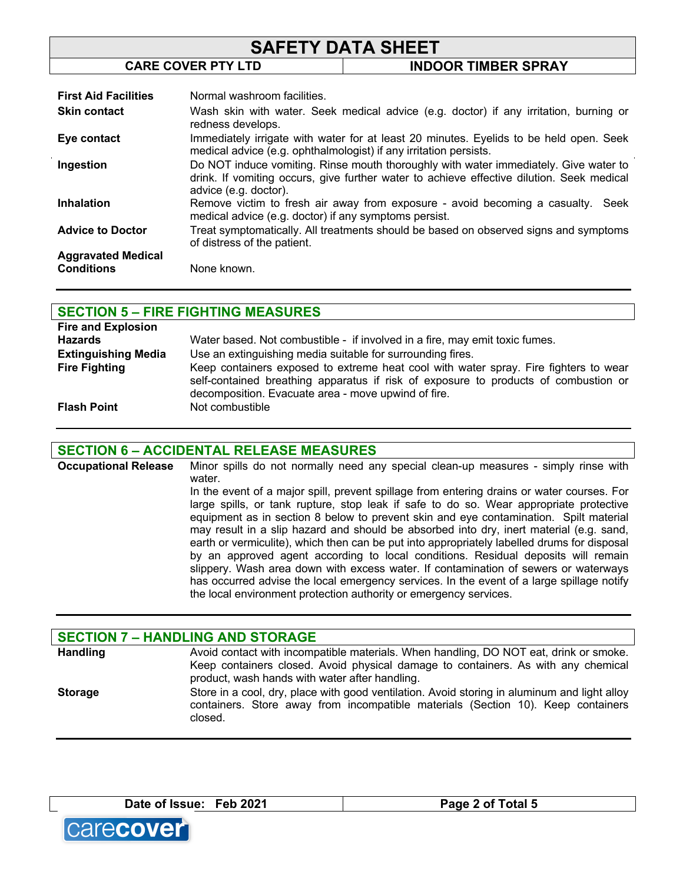| | |
|---|---|
| **First Aid Facilities** | Normal washroom facilities. |
| **Skin contact** | Wash skin with water. Seek medical advice (e.g. doctor) if any irritation, burning or redness develops. |
| **Eye contact** | Immediately irrigate with water for at least 20 minutes. Eyelids to be held open. Seek medical advice (e.g. ophthalmologist) if any irritation persists. |
| **Ingestion** | Do NOT induce vomiting. Rinse mouth thoroughly with water immediately. Give water to drink. If vomiting occurs, give further water to achieve effective dilution. Seek medical advice (e.g. doctor). |
| **Inhalation** | Remove victim to fresh air away from exposure - avoid becoming a casualty. Seek medical advice (e.g. doctor) if any symptoms persist. |
| **Advice to Doctor** | Treat symptomatically. All treatments should be based on observed signs and symptoms of distress of the patient. |
| **Aggravated Medical Conditions** | None known. |

## SECTION 5 – FIRE FIGHTING MEASURES

| | |
|---|---|
| **Fire and Explosion Hazards** | Water based. Not combustible - if involved in a fire, may emit toxic fumes. |
| **Extinguishing Media** | Use an extinguishing media suitable for surrounding fires. |
| **Fire Fighting** | Keep containers exposed to extreme heat cool with water spray. Fire fighters to wear self-contained breathing apparatus if risk of exposure to products of combustion or decomposition. Evacuate area - move upwind of fire. |
| **Flash Point** | Not combustible |

## SECTION 6 – ACCIDENTAL RELEASE MEASURES

**Occupational Release**

Minor spills do not normally need any special clean-up measures - simply rinse with water.

In the event of a major spill, prevent spillage from entering drains or water courses. For large spills, or tank rupture, stop leak if safe to do so. Wear appropriate protective equipment as in section 8 below to prevent skin and eye contamination. Spilt material may result in a slip hazard and should be absorbed into dry, inert material (e.g. sand, earth or vermiculite), which then can be put into appropriately labelled drums for disposal by an approved agent according to local conditions. Residual deposits will remain slippery. Wash area down with excess water. If contamination of sewers or waterways has occurred advise the local emergency services. In the event of a large spillage notify the local environment protection authority or emergency services.

## SECTION 7 – HANDLING AND STORAGE

| | |
|---|---|
| **Handling** | Avoid contact with incompatible materials. When handling, DO NOT eat, drink or smoke. Keep containers closed. Avoid physical damage to containers. As with any chemical product, wash hands with water after handling. |
| **Storage** | Store in a cool, dry, place with good ventilation. Avoid storing in aluminum and light alloy containers. Store away from incompatible materials (Section 10). Keep containers closed. |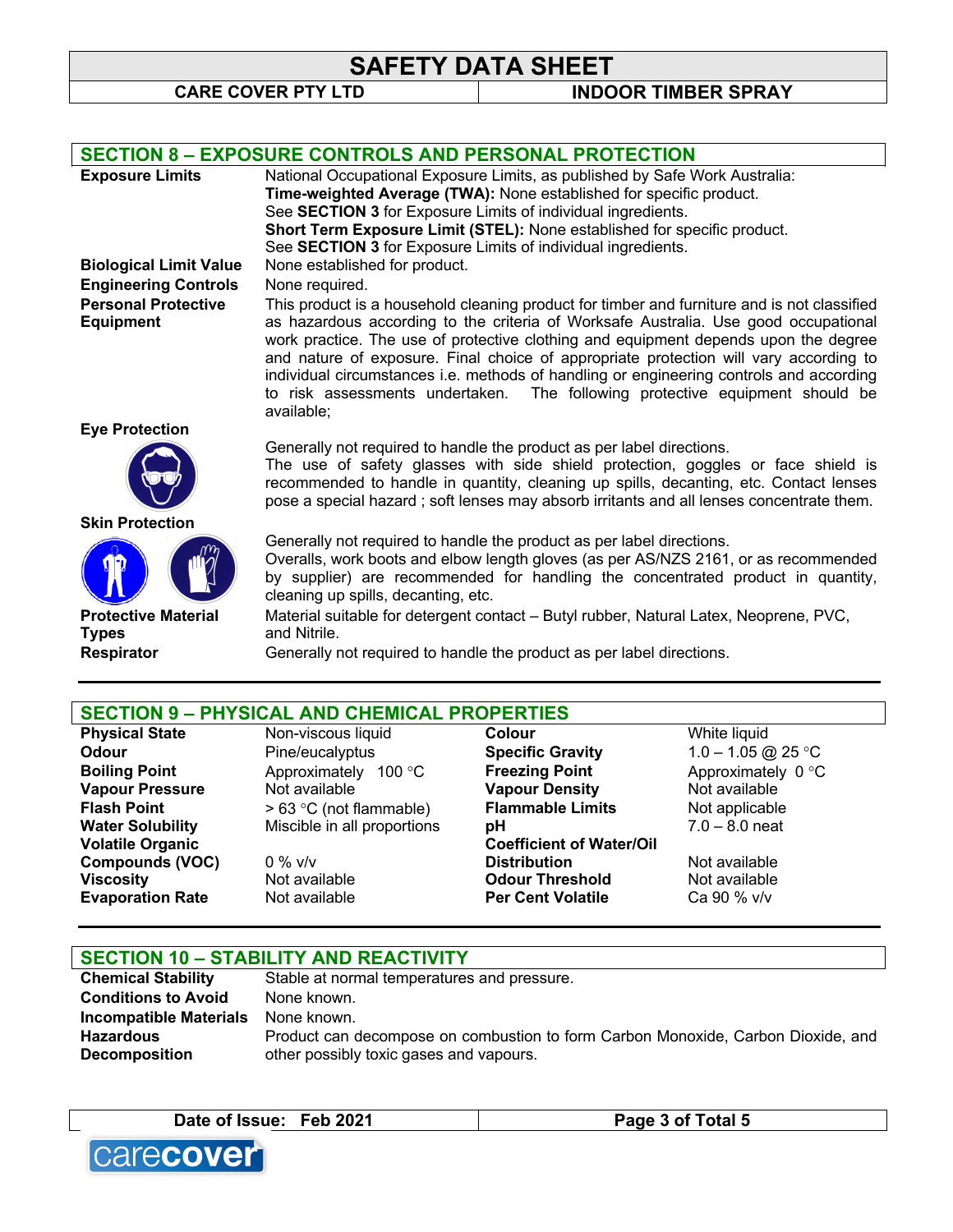## SECTION 8 – EXPOSURE CONTROLS AND PERSONAL PROTECTION

**Exposure Limits**
National Occupational Exposure Limits, as published by Safe Work Australia:
**Time-weighted Average (TWA):** None established for specific product.
See **SECTION 3** for Exposure Limits of individual ingredients.
**Short Term Exposure Limit (STEL):** None established for specific product.
See **SECTION 3** for Exposure Limits of individual ingredients.

**Biological Limit Value**
None established for product.

**Engineering Controls**
None required.

**Personal Protective Equipment**
This product is a household cleaning product for timber and furniture and is not classified as hazardous according to the criteria of Worksafe Australia. Use good occupational work practice. The use of protective clothing and equipment depends upon the degree and nature of exposure. Final choice of appropriate protection will vary according to individual circumstances i.e. methods of handling or engineering controls and according to risk assessments undertaken. The following protective equipment should be available;

**Eye Protection**
Generally not required to handle the product as per label directions.
The use of safety glasses with side shield protection, goggles or face shield is recommended to handle in quantity, cleaning up spills, decanting, etc. Contact lenses pose a special hazard ; soft lenses may absorb irritants and all lenses concentrate them.

**Skin Protection**
Generally not required to handle the product as per label directions.
Overalls, work boots and elbow length gloves (as per AS/NZS 2161, or as recommended by supplier) are recommended for handling the concentrated product in quantity, cleaning up spills, decanting, etc.

**Protective Material Types**
Material suitable for detergent contact – Butyl rubber, Natural Latex, Neoprene, PVC, and Nitrile.

**Respirator**
Generally not required to handle the product as per label directions.

## SECTION 9 – PHYSICAL AND CHEMICAL PROPERTIES

| | | | |
|---|---|---|---|
| **Physical State** | Non-viscous liquid | **Colour** | White liquid |
| **Odour** | Pine/eucalyptus | **Specific Gravity** | 1.0 – 1.05 @ 25 °C |
| **Boiling Point** | Approximately 100 °C | **Freezing Point** | Approximately 0 °C |
| **Vapour Pressure** | Not available | **Vapour Density** | Not available |
| **Flash Point** | > 63 °C (not flammable) | **Flammable Limits** | Not applicable |
| **Water Solubility** | Miscible in all proportions | **pH** | 7.0 – 8.0 neat |
| **Volatile Organic Compounds (VOC)** | 0 % v/v | **Coefficient of Water/Oil Distribution** | Not available |
| **Viscosity** | Not available | **Odour Threshold** | Not available |
| **Evaporation Rate** | Not available | **Per Cent Volatile** | Ca 90 % v/v |

## SECTION 10 – STABILITY AND REACTIVITY

**Chemical Stability**
Stable at normal temperatures and pressure.

**Conditions to Avoid**
None known.

**Incompatible Materials**
None known.

**Hazardous Decomposition**
Product can decompose on combustion to form Carbon Monoxide, Carbon Dioxide, and other possibly toxic gases and vapours.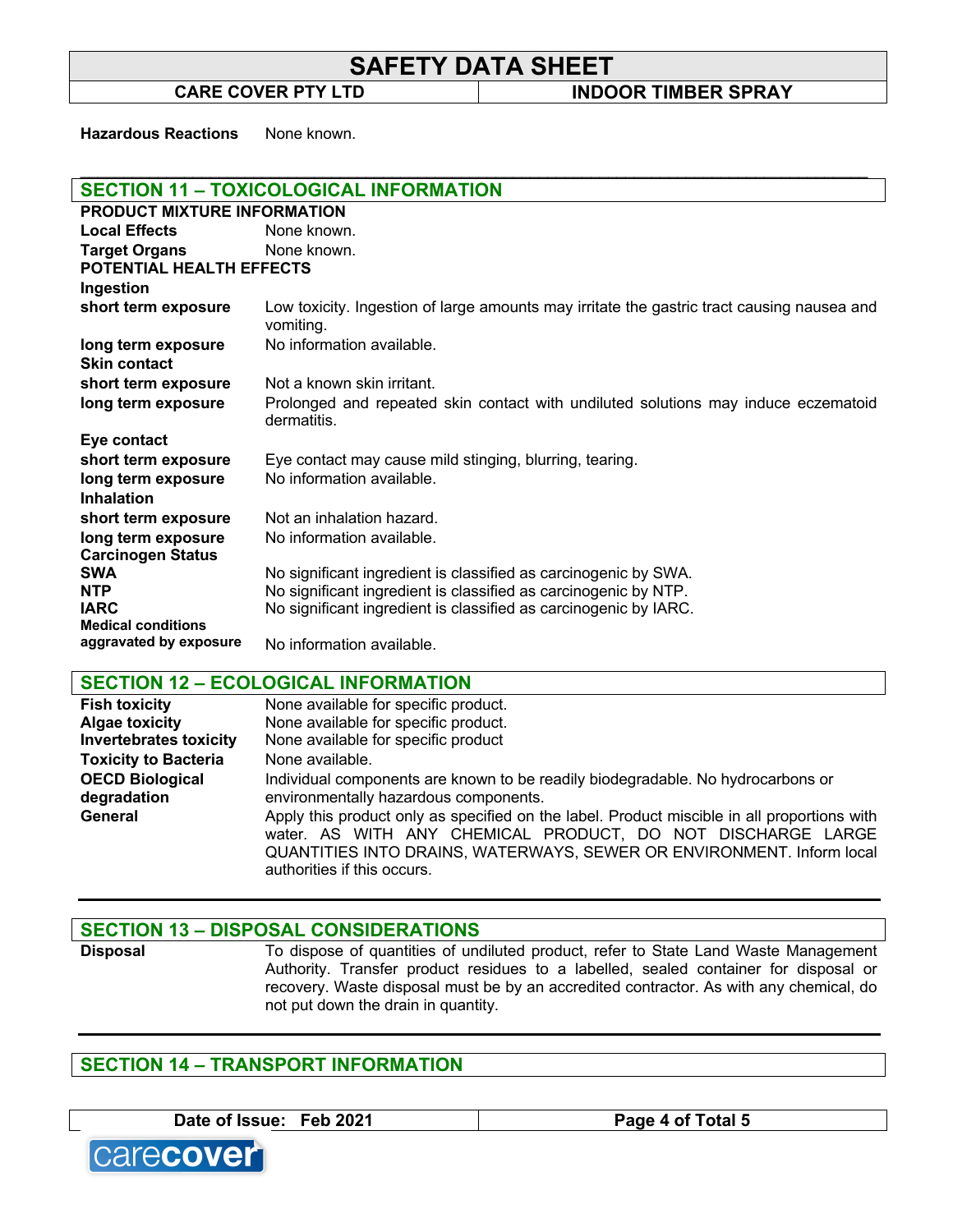**Hazardous Reactions** None known.

## SECTION 11 – TOXICOLOGICAL INFORMATION

**PRODUCT MIXTURE INFORMATION**

| | |
|---|---|
| **Local Effects** | None known. |
| **Target Organs** | None known. |

**POTENTIAL HEALTH EFFECTS**

**Ingestion**

| | |
|---|---|
| **short term exposure** | Low toxicity. Ingestion of large amounts may irritate the gastric tract causing nausea and vomiting. |
| **long term exposure** | No information available. |

**Skin contact**

| | |
|---|---|
| **short term exposure** | Not a known skin irritant. |
| **long term exposure** | Prolonged and repeated skin contact with undiluted solutions may induce eczematoid dermatitis. |

**Eye contact**

| | |
|---|---|
| **short term exposure** | Eye contact may cause mild stinging, blurring, tearing. |
| **long term exposure** | No information available. |

**Inhalation**

| | |
|---|---|
| **short term exposure** | Not an inhalation hazard. |
| **long term exposure** | No information available. |

**Carcinogen Status**

| | |
|---|---|
| **SWA** | No significant ingredient is classified as carcinogenic by SWA. |
| **NTP** | No significant ingredient is classified as carcinogenic by NTP. |
| **IARC** | No significant ingredient is classified as carcinogenic by IARC. |
| **Medical conditions aggravated by exposure** | No information available. |

## SECTION 12 – ECOLOGICAL INFORMATION

| | |
|---|---|
| **Fish toxicity** | None available for specific product. |
| **Algae toxicity** | None available for specific product. |
| **Invertebrates toxicity** | None available for specific product |
| **Toxicity to Bacteria** | None available. |
| **OECD Biological degradation** | Individual components are known to be readily biodegradable. No hydrocarbons or environmentally hazardous components. |
| **General** | Apply this product only as specified on the label. Product miscible in all proportions with water. AS WITH ANY CHEMICAL PRODUCT, DO NOT DISCHARGE LARGE QUANTITIES INTO DRAINS, WATERWAYS, SEWER OR ENVIRONMENT. Inform local authorities if this occurs. |

## SECTION 13 – DISPOSAL CONSIDERATIONS

| | |
|---|---|
| **Disposal** | To dispose of quantities of undiluted product, refer to State Land Waste Management Authority. Transfer product residues to a labelled, sealed container for disposal or recovery. Waste disposal must be by an accredited contractor. As with any chemical, do not put down the drain in quantity. |

## SECTION 14 – TRANSPORT INFORMATION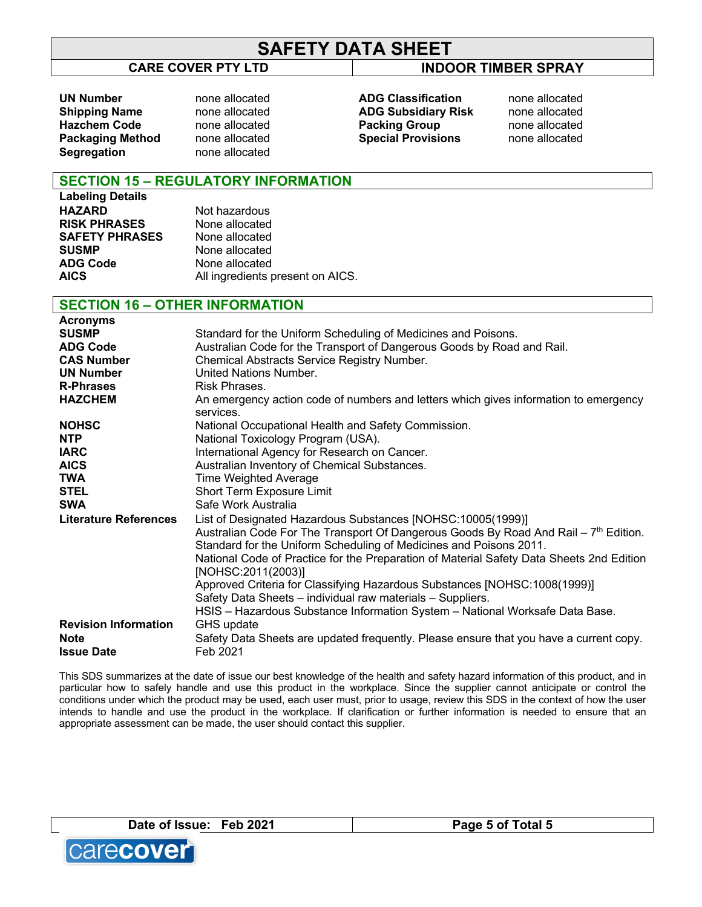| | | | |
|---|---|---|---|
| **UN Number** | none allocated | **ADG Classification** | none allocated |
| **Shipping Name** | none allocated | **ADG Subsidiary Risk** | none allocated |
| **Hazchem Code** | none allocated | **Packing Group** | none allocated |
| **Packaging Method** | none allocated | **Special Provisions** | none allocated |
| **Segregation** | none allocated | | |

## SECTION 15 – REGULATORY INFORMATION

**Labeling Details**

| | |
|---|---|
| **HAZARD** | Not hazardous |
| **RISK PHRASES** | None allocated |
| **SAFETY PHRASES** | None allocated |
| **SUSMP** | None allocated |
| **ADG Code** | None allocated |
| **AICS** | All ingredients present on AICS. |

## SECTION 16 – OTHER INFORMATION

**Acronyms**

| | |
|---|---|
| **SUSMP** | Standard for the Uniform Scheduling of Medicines and Poisons. |
| **ADG Code** | Australian Code for the Transport of Dangerous Goods by Road and Rail. |
| **CAS Number** | Chemical Abstracts Service Registry Number. |
| **UN Number** | United Nations Number. |
| **R-Phrases** | Risk Phrases. |
| **HAZCHEM** | An emergency action code of numbers and letters which gives information to emergency services. |
| **NOHSC** | National Occupational Health and Safety Commission. |
| **NTP** | National Toxicology Program (USA). |
| **IARC** | International Agency for Research on Cancer. |
| **AICS** | Australian Inventory of Chemical Substances. |
| **TWA** | Time Weighted Average |
| **STEL** | Short Term Exposure Limit |
| **SWA** | Safe Work Australia |
| **Literature References** | List of Designated Hazardous Substances [NOHSC:10005(1999)]<br>Australian Code For The Transport Of Dangerous Goods By Road And Rail – 7th Edition.<br>Standard for the Uniform Scheduling of Medicines and Poisons 2011.<br>National Code of Practice for the Preparation of Material Safety Data Sheets 2nd Edition [NOHSC:2011(2003)]<br>Approved Criteria for Classifying Hazardous Substances [NOHSC:1008(1999)]<br>Safety Data Sheets – individual raw materials – Suppliers.<br>HSIS – Hazardous Substance Information System – National Worksafe Data Base. |
| **Revision Information** | GHS update |
| **Note** | Safety Data Sheets are updated frequently. Please ensure that you have a current copy. |
| **Issue Date** | Feb 2021 |

This SDS summarizes at the date of issue our best knowledge of the health and safety hazard information of this product, and in particular how to safely handle and use this product in the workplace. Since the supplier cannot anticipate or control the conditions under which the product may be used, each user must, prior to usage, review this SDS in the context of how the user intends to handle and use the product in the workplace. If clarification or further information is needed to ensure that an appropriate assessment can be made, the user should contact this supplier.